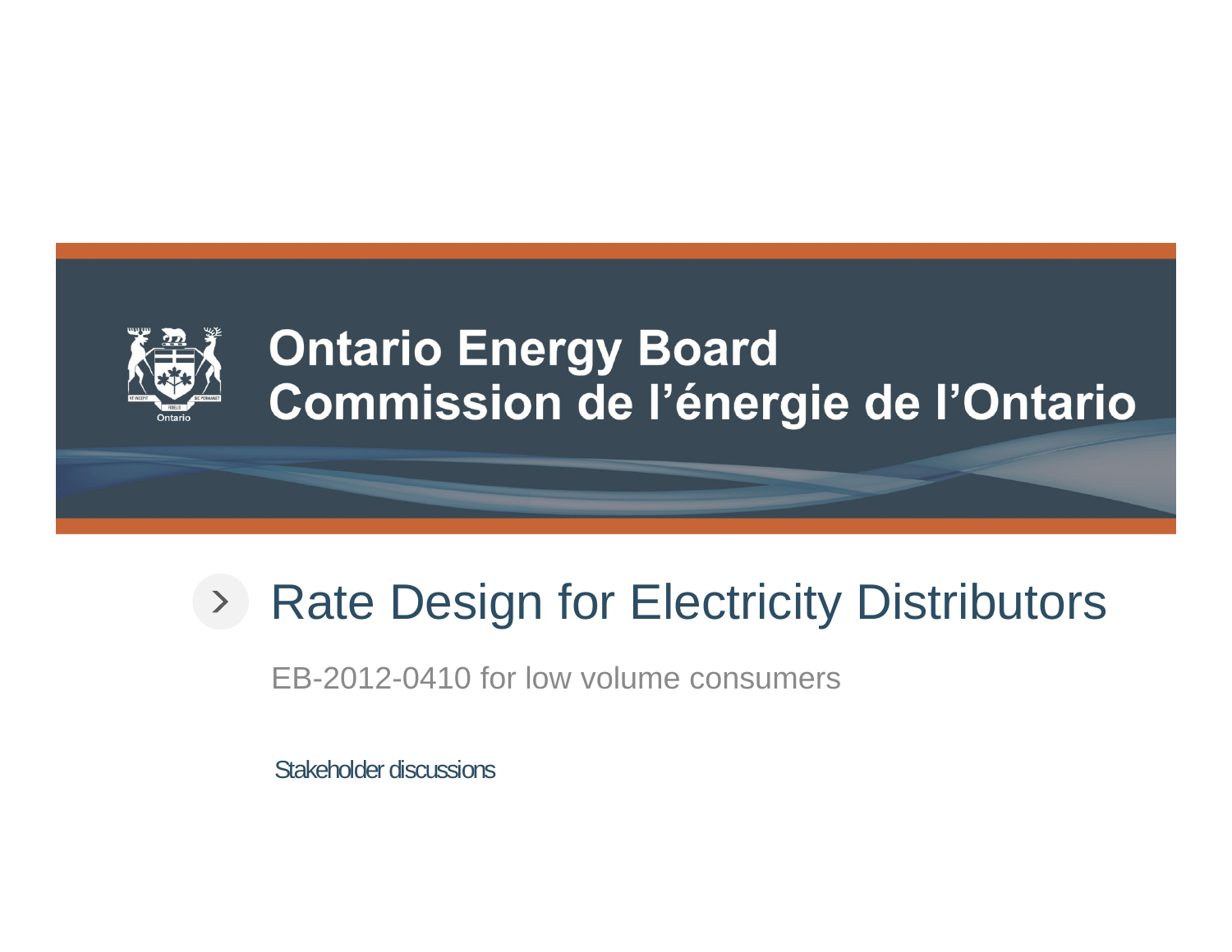Ontario Energy Board
Commission de l'énergie de l'Ontario

# Rate Design for Electricity Distributors

EB-2012-0410 for low volume consumers

Stakeholder discussions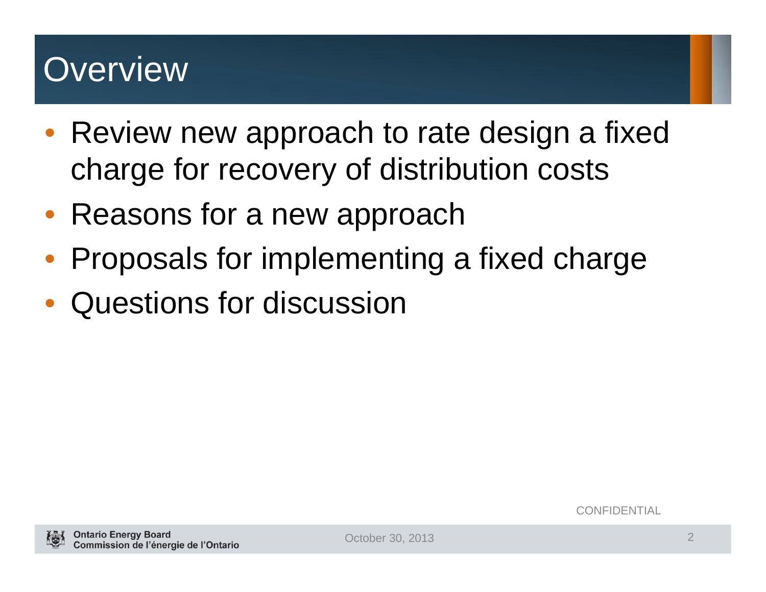# Overview

- Review new approach to rate design a fixed charge for recovery of distribution costs
- Reasons for a new approach
- Proposals for implementing a fixed charge
- Questions for discussion

CONFIDENTIAL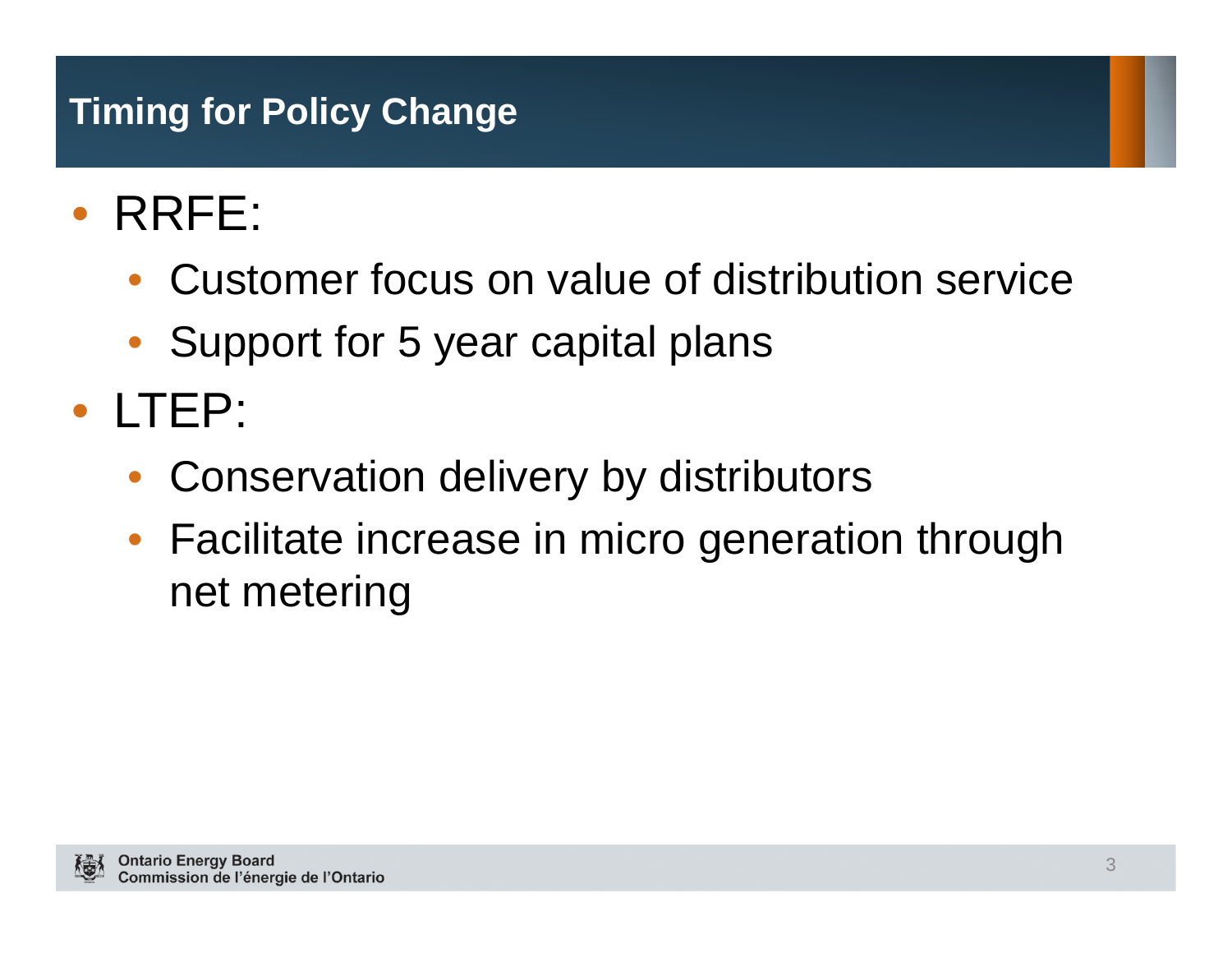# Timing for Policy Change

- RRFE:
  - Customer focus on value of distribution service
  - Support for 5 year capital plans
- LTEP:
  - Conservation delivery by distributors
  - Facilitate increase in micro generation through net metering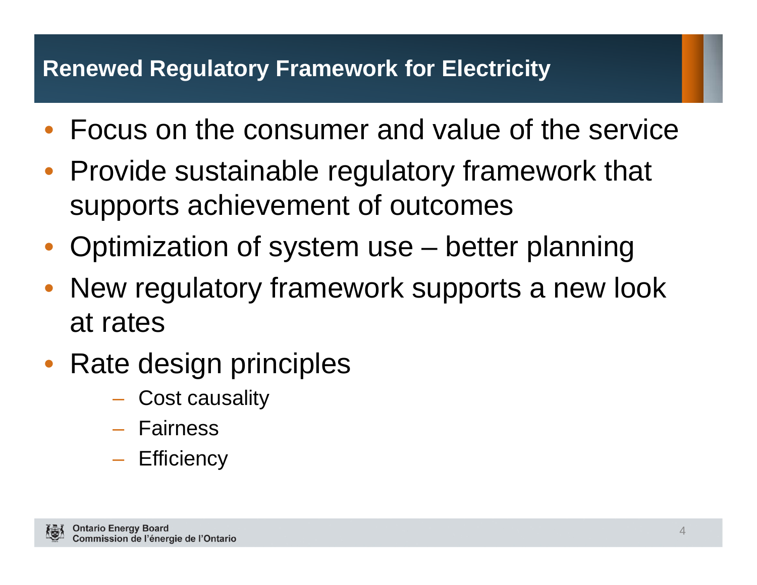## Renewed Regulatory Framework for Electricity

- Focus on the consumer and value of the service
- Provide sustainable regulatory framework that supports achievement of outcomes
- Optimization of system use – better planning
- New regulatory framework supports a new look at rates
- Rate design principles
  - Cost causality
  - Fairness
  - Efficiency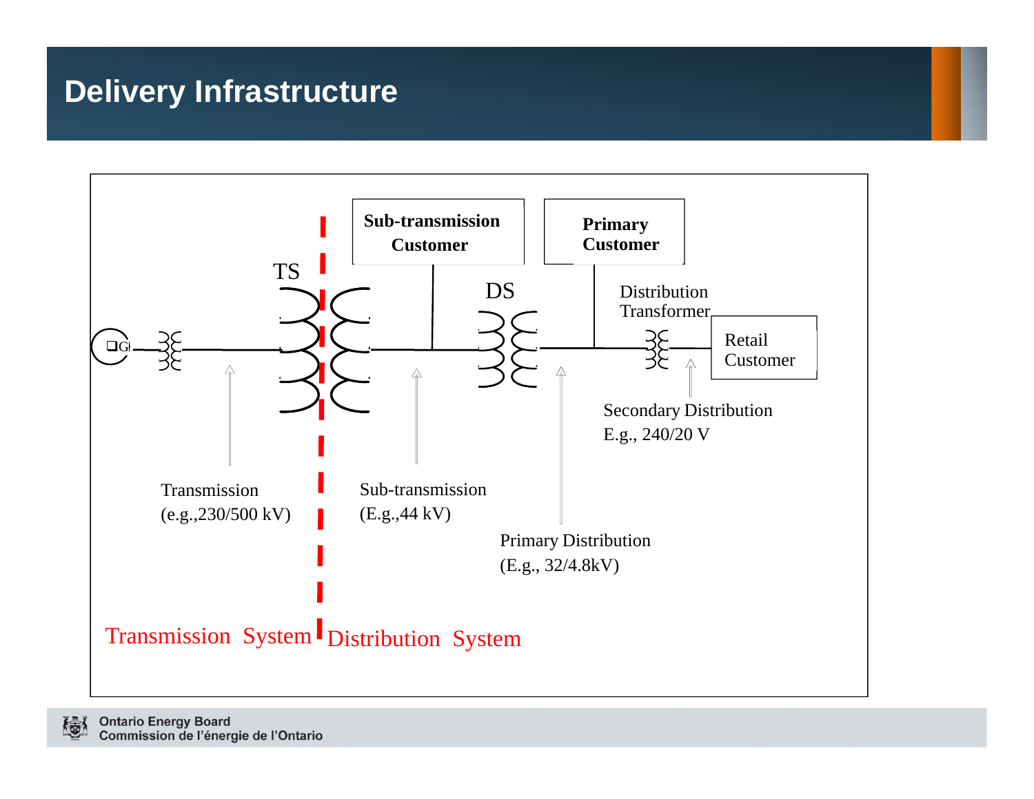# Delivery Infrastructure

**Sub-transmission Customer**

**Primary Customer**

TS

DS

Distribution Transformer

G

Retail Customer

Secondary Distribution
E.g., 240/20 V

Transmission
(e.g.,230/500 kV)

Sub-transmission
(E.g.,44 kV)

Primary Distribution
(E.g., 32/4.8kV)

Transmission System | Distribution System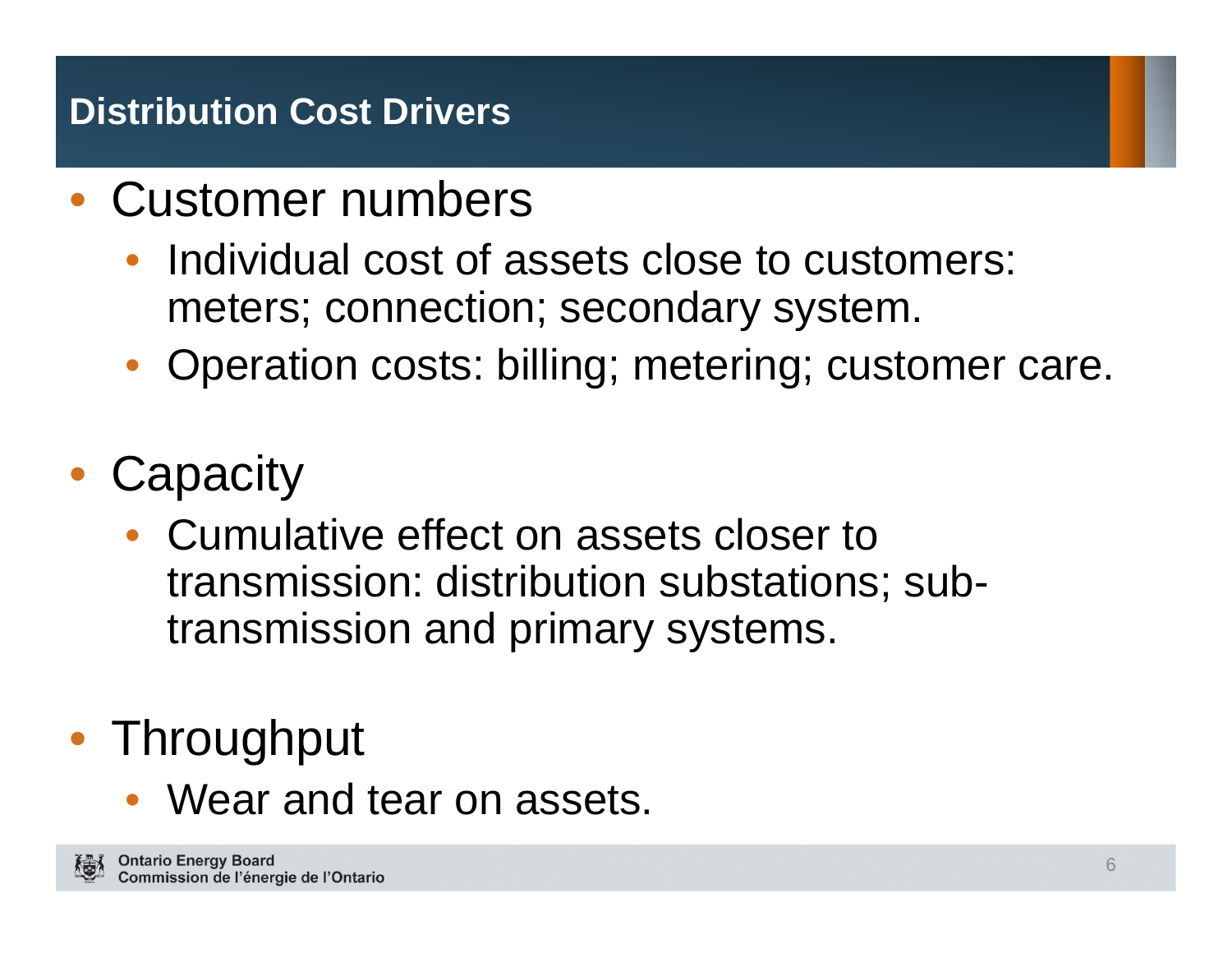## Distribution Cost Drivers

- Customer numbers
  - Individual cost of assets close to customers: meters; connection; secondary system.
  - Operation costs: billing; metering; customer care.
- Capacity
  - Cumulative effect on assets closer to transmission: distribution substations; sub-transmission and primary systems.
- Throughput
  - Wear and tear on assets.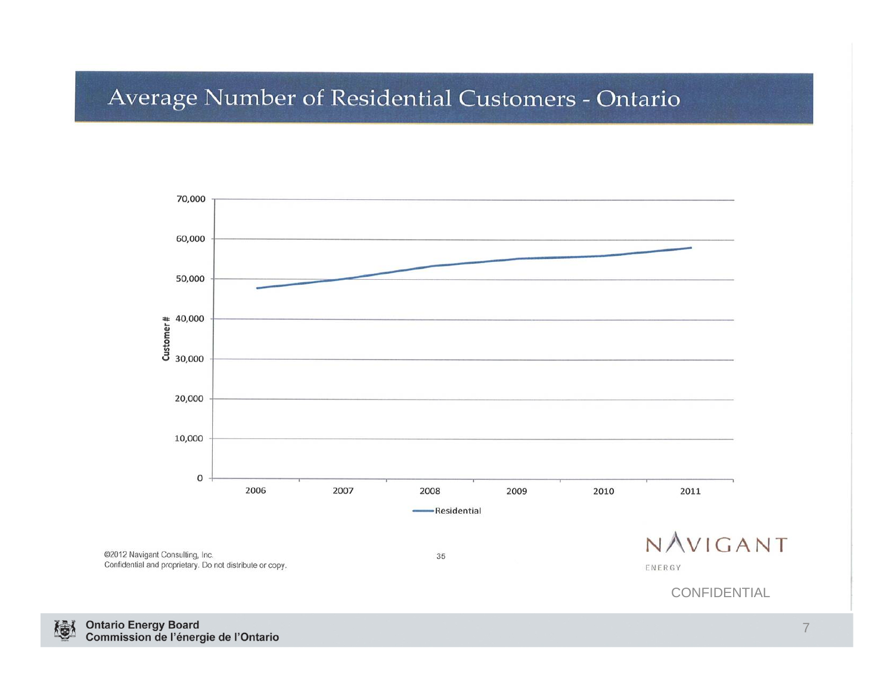# Average Number of Residential Customers - Ontario

70,000
60,000
50,000
40,000
30,000
20,000
10,000
0

Customer #

2006 2007 2008 2009 2010 2011

Residential

©2012 Navigant Consulting, Inc.
Confidential and proprietary. Do not distribute or copy.

35

NAVIGANT
ENERGY

CONFIDENTIAL

**Ontario Energy Board**
**Commission de l'énergie de l'Ontario**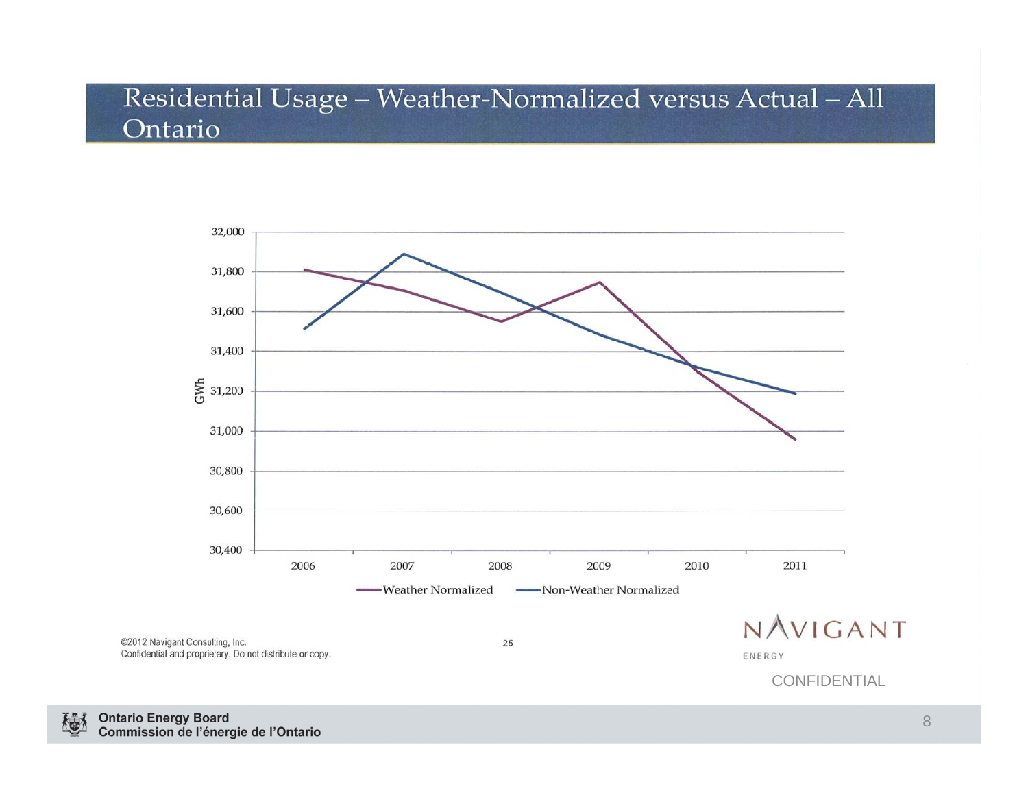# Residential Usage – Weather-Normalized versus Actual – All Ontario

GWh

32,000
31,800
31,600
31,400
31,200
31,000
30,800
30,600
30,400

2006 2007 2008 2009 2010 2011

Weather Normalized — Non-Weather Normalized

©2012 Navigant Consulting, Inc.
Confidential and proprietary. Do not distribute or copy.

NAVIGANT ENERGY

CONFIDENTIAL

Ontario Energy Board
Commission de l'énergie de l'Ontario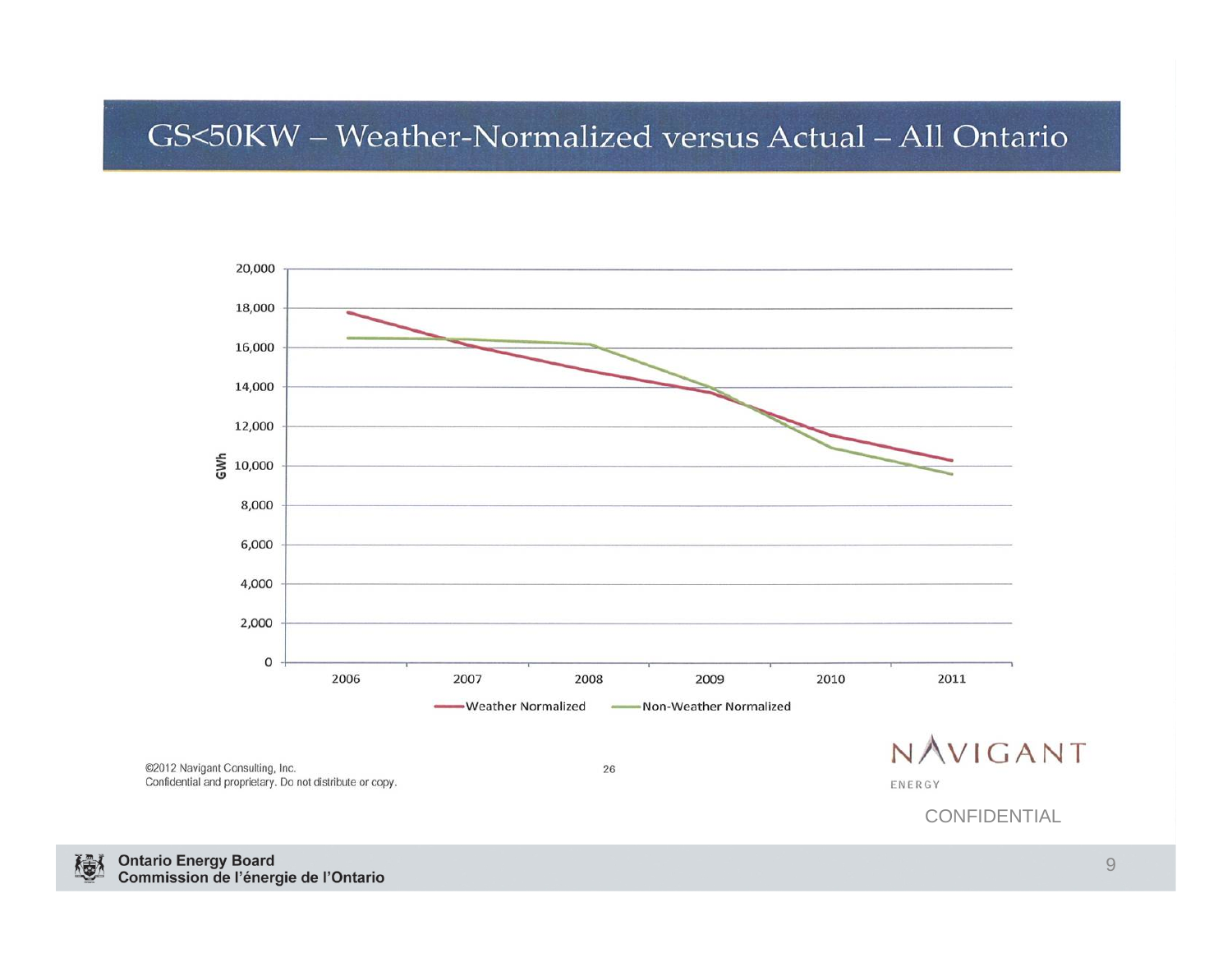# GS<50KW – Weather-Normalized versus Actual – All Ontario

GWh

20,000
18,000
16,000
14,000
12,000
10,000
8,000
6,000
4,000
2,000
0

2006 2007 2008 2009 2010 2011

Weather Normalized — Non-Weather Normalized

©2012 Navigant Consulting, Inc.
Confidential and proprietary. Do not distribute or copy.

26

NAVIGANT
ENERGY

CONFIDENTIAL

Ontario Energy Board
Commission de l'énergie de l'Ontario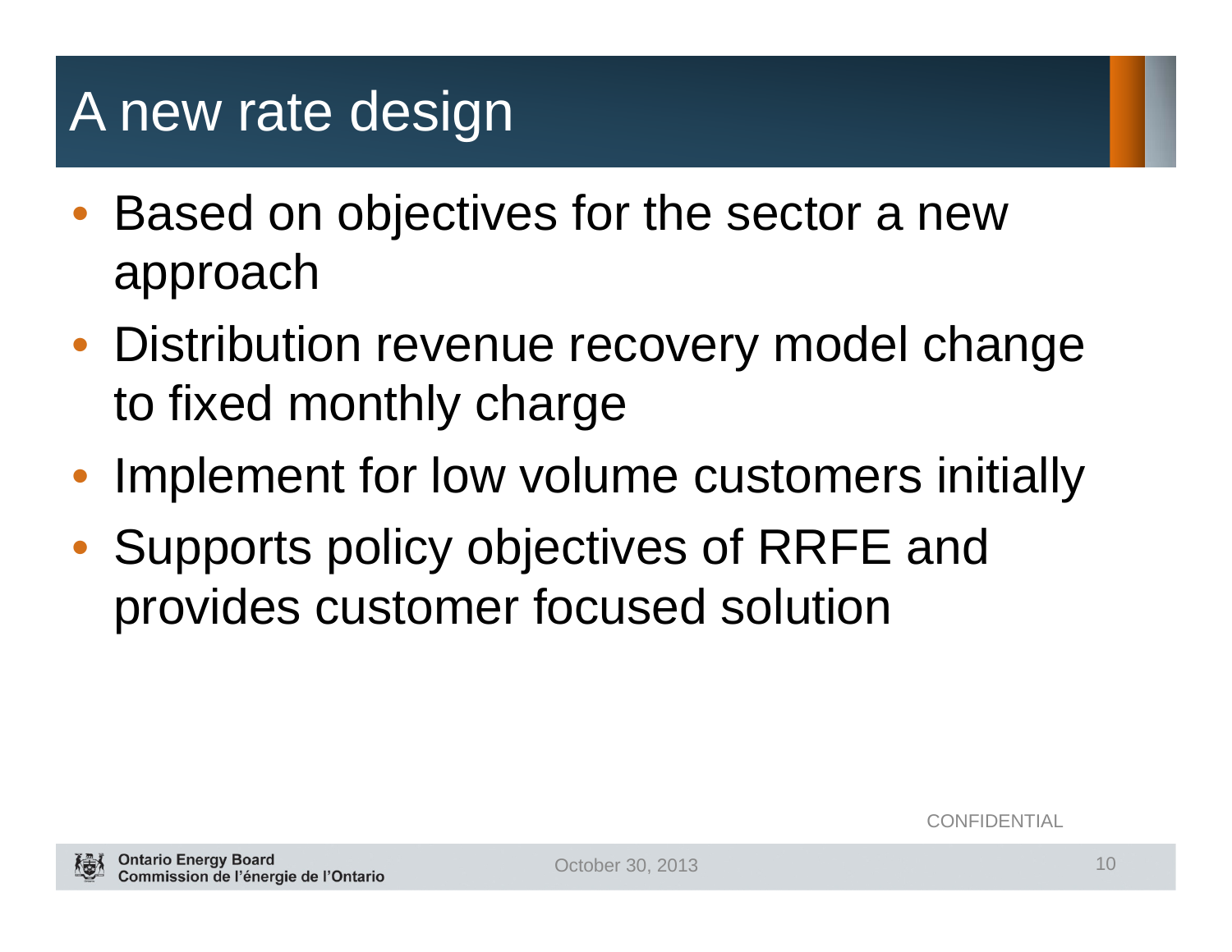# A new rate design

- Based on objectives for the sector a new approach
- Distribution revenue recovery model change to fixed monthly charge
- Implement for low volume customers initially
- Supports policy objectives of RRFE and provides customer focused solution

CONFIDENTIAL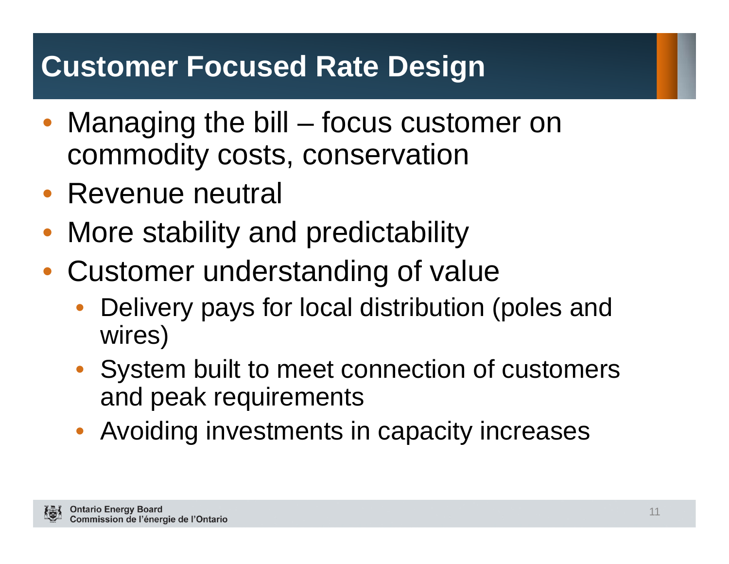# Customer Focused Rate Design

- Managing the bill – focus customer on commodity costs, conservation
- Revenue neutral
- More stability and predictability
- Customer understanding of value
  - Delivery pays for local distribution (poles and wires)
  - System built to meet connection of customers and peak requirements
  - Avoiding investments in capacity increases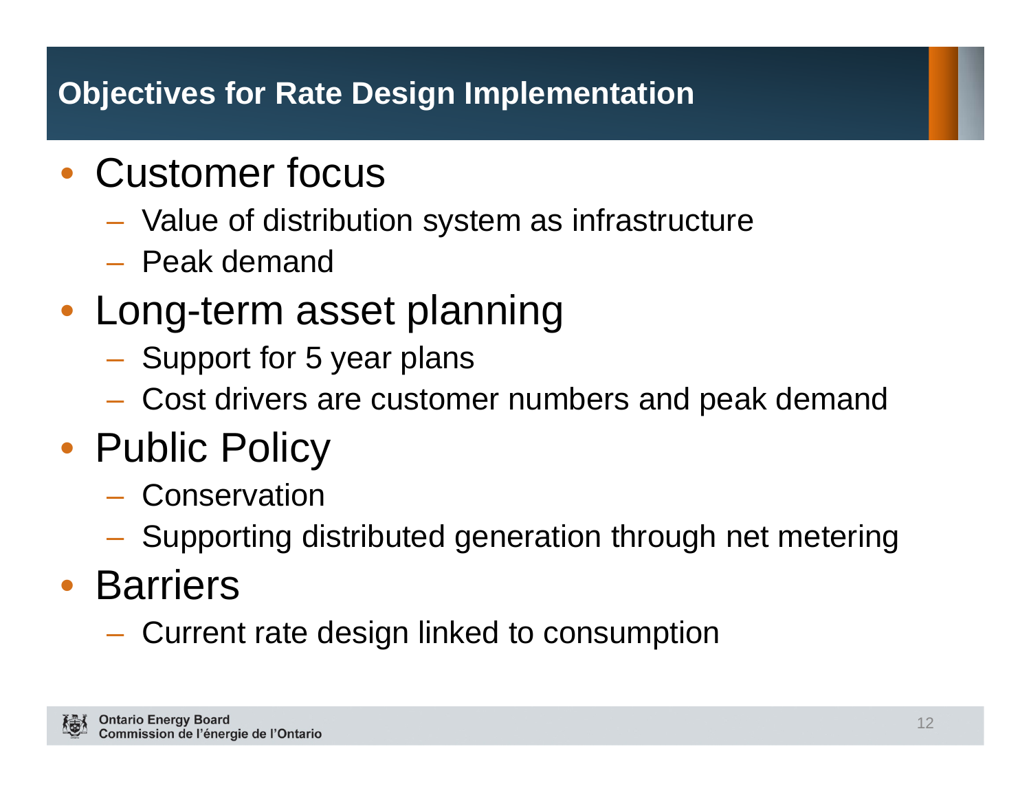# Objectives for Rate Design Implementation

- Customer focus
  - Value of distribution system as infrastructure
  - Peak demand
- Long-term asset planning
  - Support for 5 year plans
  - Cost drivers are customer numbers and peak demand
- Public Policy
  - Conservation
  - Supporting distributed generation through net metering
- Barriers
  - Current rate design linked to consumption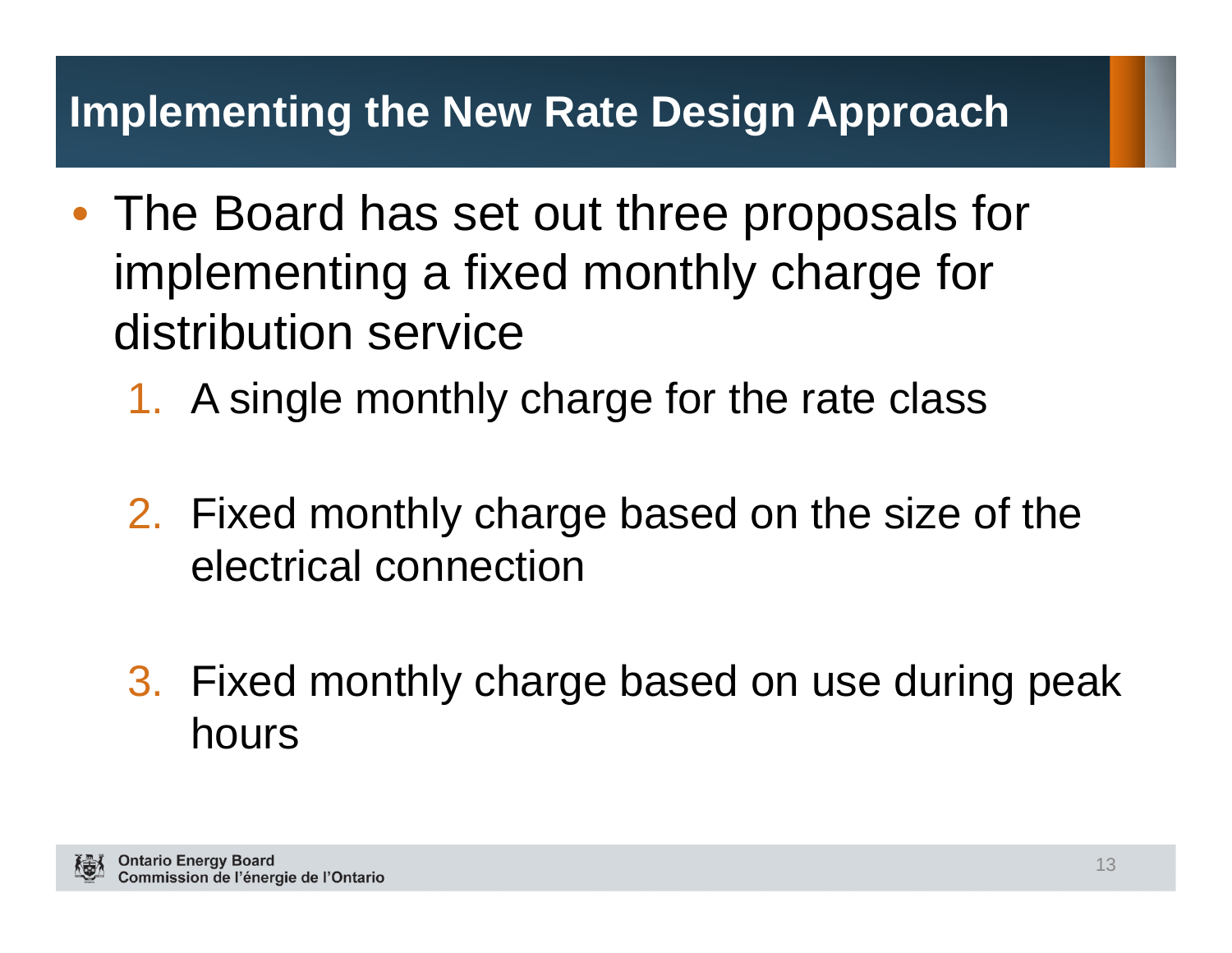# Implementing the New Rate Design Approach

- The Board has set out three proposals for implementing a fixed monthly charge for distribution service
  1. A single monthly charge for the rate class
  2. Fixed monthly charge based on the size of the electrical connection
  3. Fixed monthly charge based on use during peak hours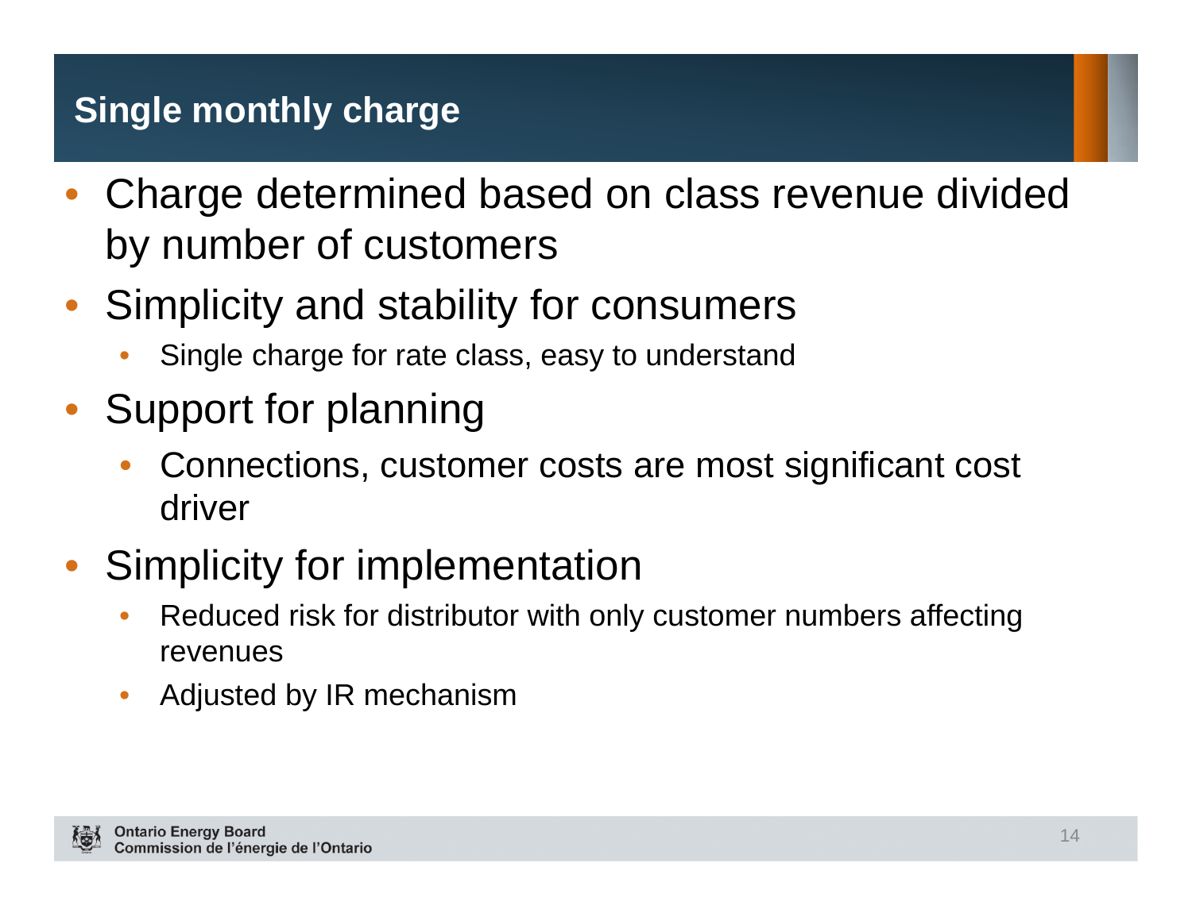# Single monthly charge

- Charge determined based on class revenue divided by number of customers
- Simplicity and stability for consumers
  - Single charge for rate class, easy to understand
- Support for planning
  - Connections, customer costs are most significant cost driver
- Simplicity for implementation
  - Reduced risk for distributor with only customer numbers affecting revenues
  - Adjusted by IR mechanism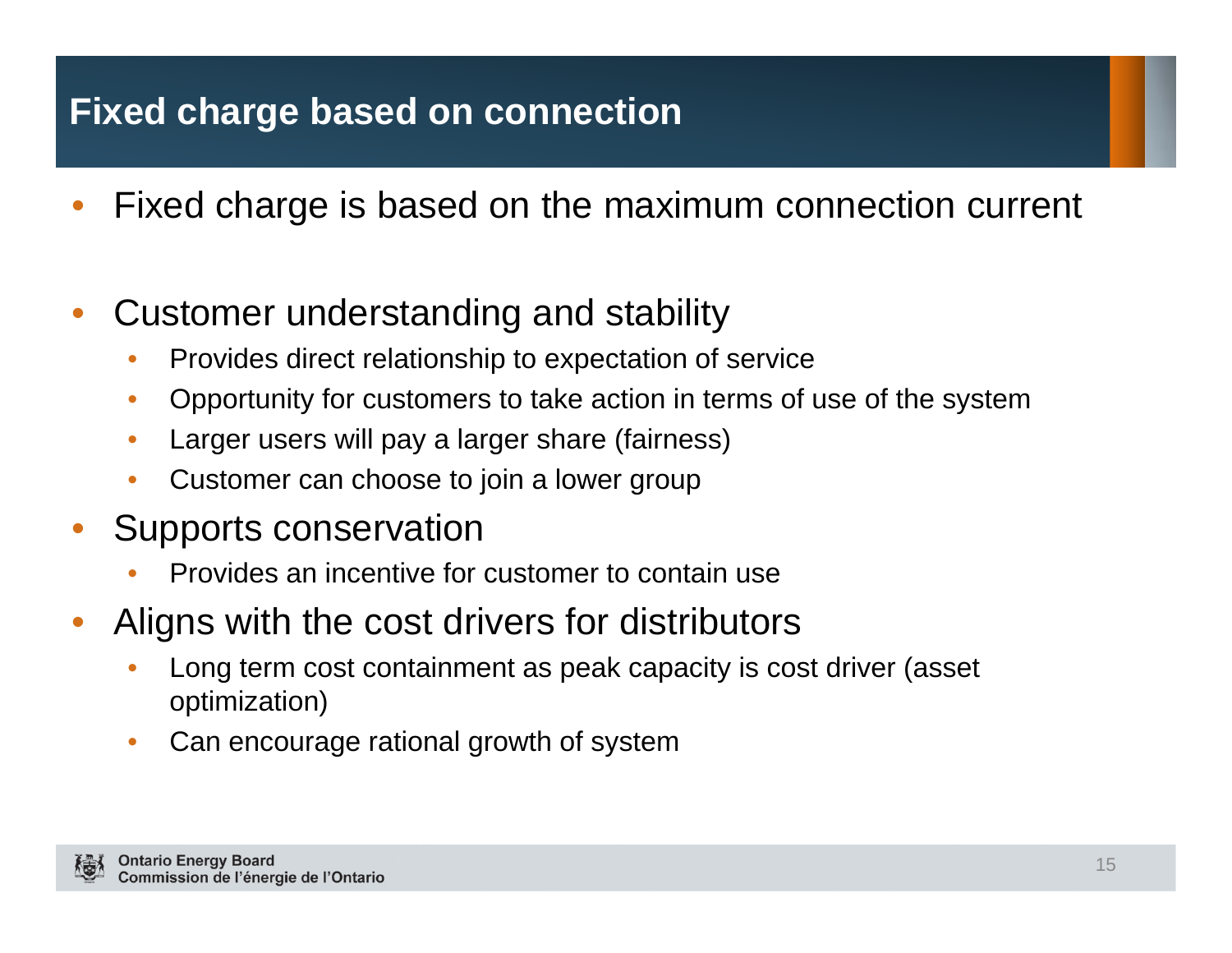# Fixed charge based on connection

- Fixed charge is based on the maximum connection current
- Customer understanding and stability
  - Provides direct relationship to expectation of service
  - Opportunity for customers to take action in terms of use of the system
  - Larger users will pay a larger share (fairness)
  - Customer can choose to join a lower group
- Supports conservation
  - Provides an incentive for customer to contain use
- Aligns with the cost drivers for distributors
  - Long term cost containment as peak capacity is cost driver (asset optimization)
  - Can encourage rational growth of system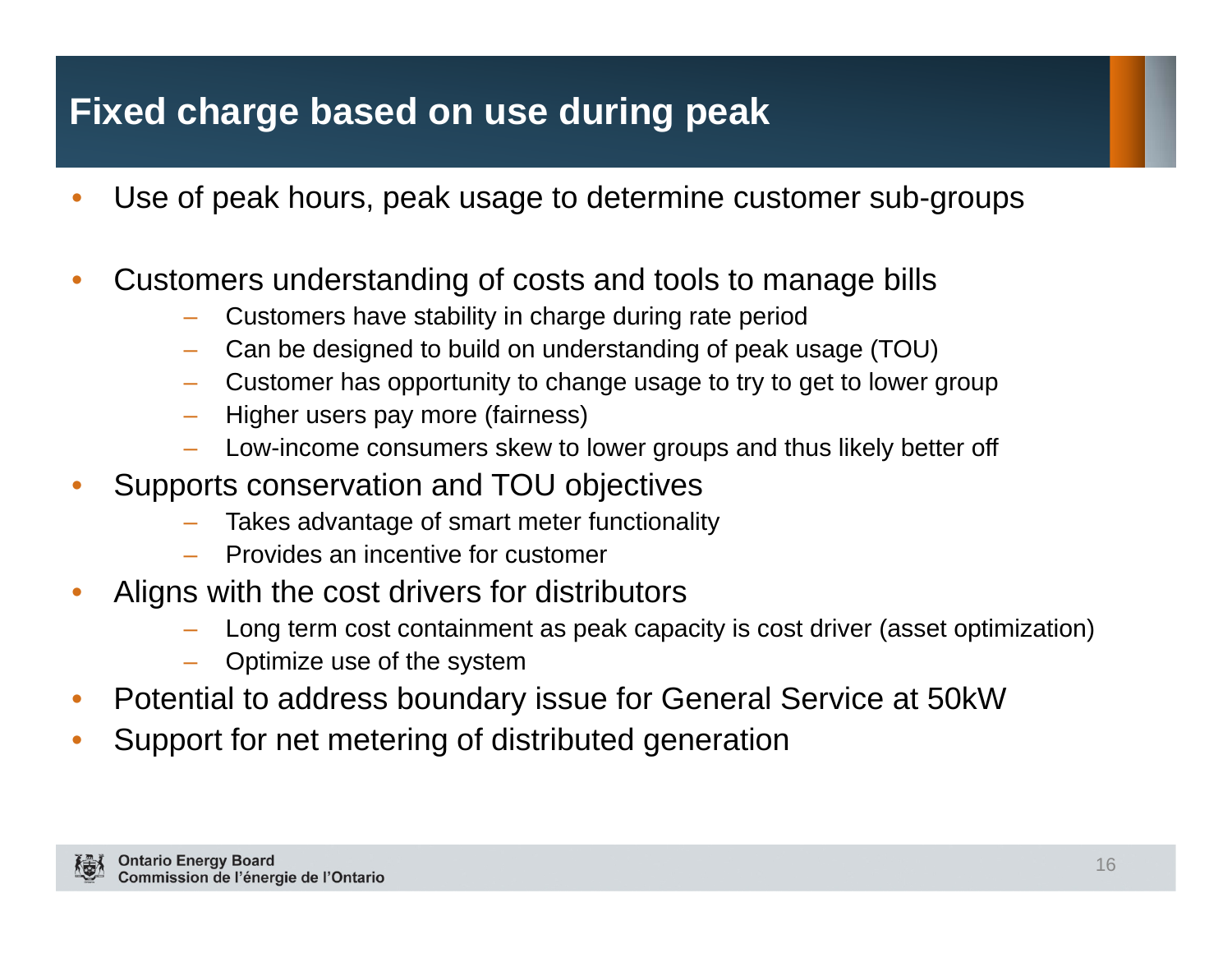# Fixed charge based on use during peak

- Use of peak hours, peak usage to determine customer sub-groups
- Customers understanding of costs and tools to manage bills
  - Customers have stability in charge during rate period
  - Can be designed to build on understanding of peak usage (TOU)
  - Customer has opportunity to change usage to try to get to lower group
  - Higher users pay more (fairness)
  - Low-income consumers skew to lower groups and thus likely better off
- Supports conservation and TOU objectives
  - Takes advantage of smart meter functionality
  - Provides an incentive for customer
- Aligns with the cost drivers for distributors
  - Long term cost containment as peak capacity is cost driver (asset optimization)
  - Optimize use of the system
- Potential to address boundary issue for General Service at 50kW
- Support for net metering of distributed generation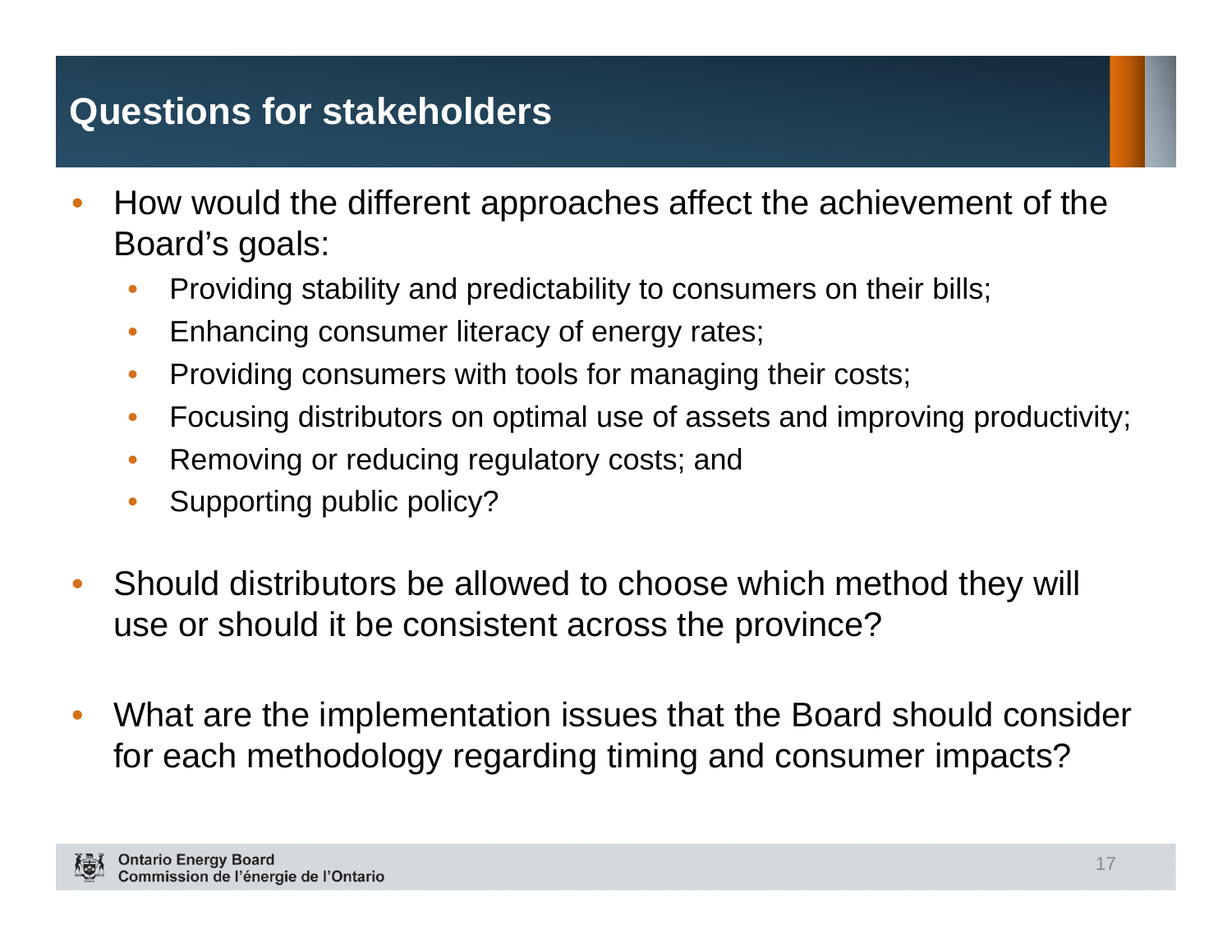# Questions for stakeholders

- How would the different approaches affect the achievement of the Board's goals:
  - Providing stability and predictability to consumers on their bills;
  - Enhancing consumer literacy of energy rates;
  - Providing consumers with tools for managing their costs;
  - Focusing distributors on optimal use of assets and improving productivity;
  - Removing or reducing regulatory costs; and
  - Supporting public policy?
- Should distributors be allowed to choose which method they will use or should it be consistent across the province?
- What are the implementation issues that the Board should consider for each methodology regarding timing and consumer impacts?